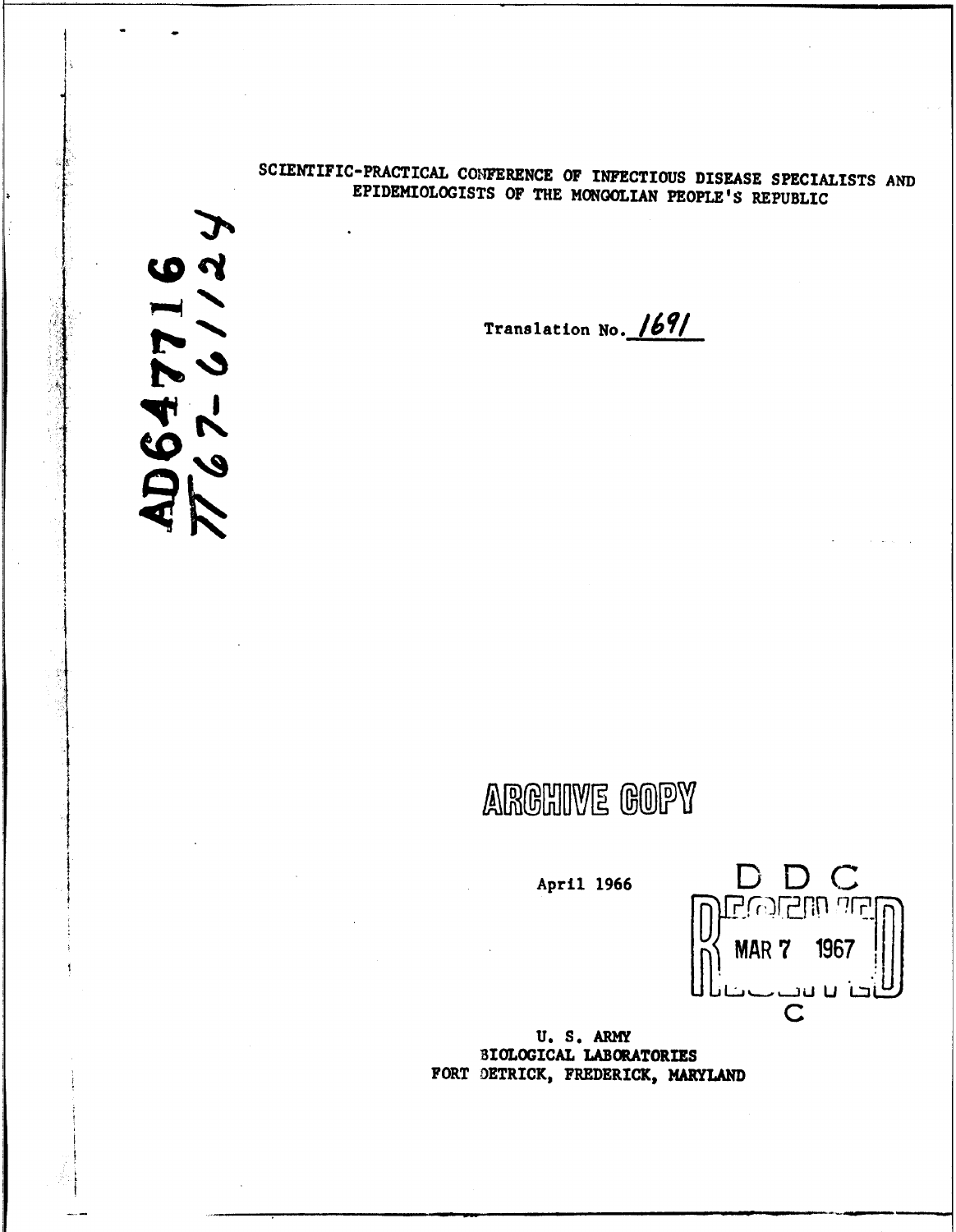# SCIENTIFIC-PRACTICAL CONFERENCE OF INFECTIOUS DISEASE SPECIALISTS AND EPIDEMIOLOGISTS OF THE MONGOLIAN PEOPLE'S REPUBLIC

AD647716
TT 67-61124

Translation No. 1691

ARCHIVE COPY

April 1966

DDC
RECEIVED
MAR 7 1967
C

U. S. ARMY
BIOLOGICAL LABORATORIES
FORT DETRICK, FREDERICK, MARYLAND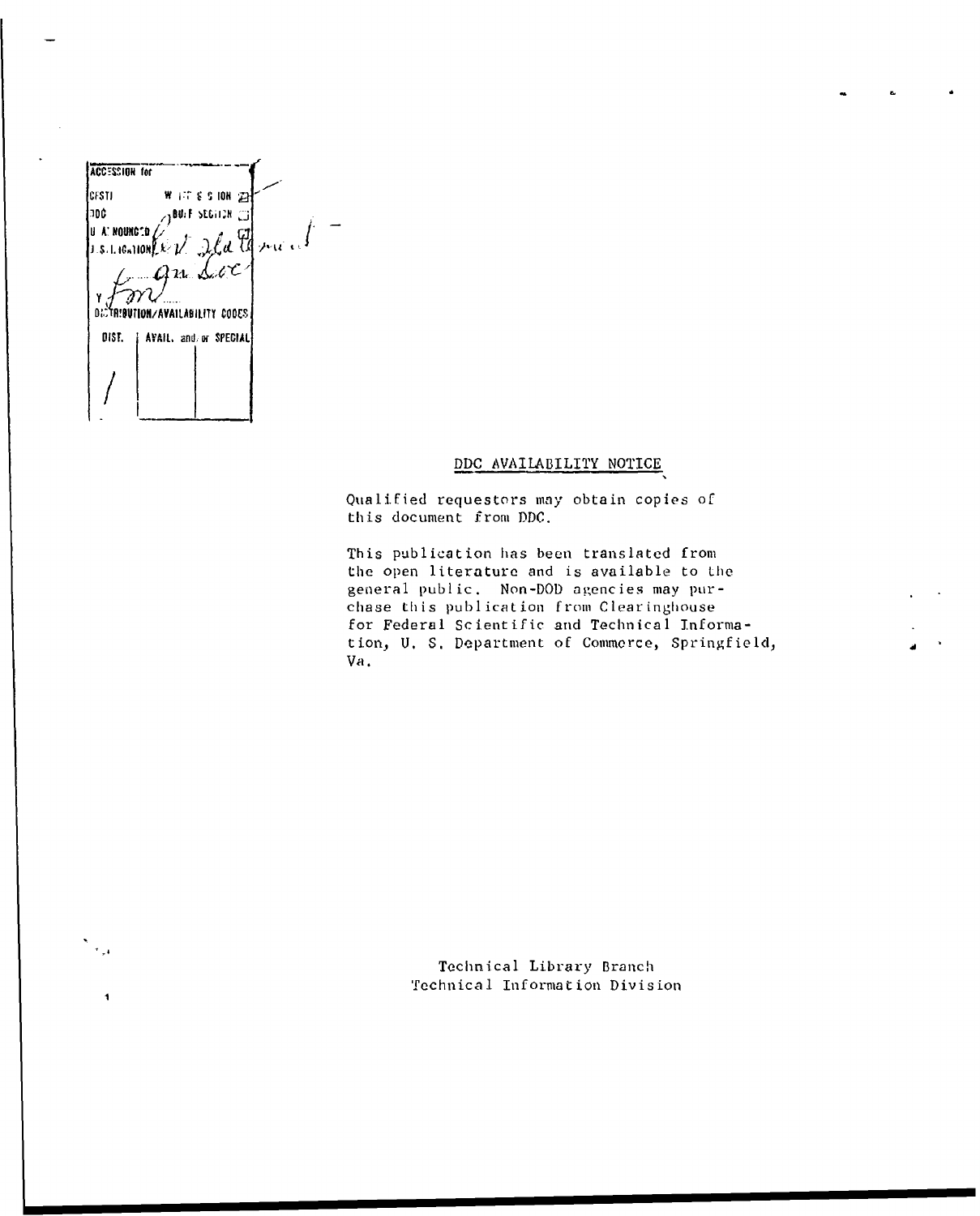| ACCESSION for | | |
|---|---|---|
| CFSTI | WHITE SECTION | |
| DDC | BUFF SECTION | |
| UNANNOUNCED | | |
| JUSTIFICATION | | |
| BY | | |
| DISTRIBUTION/AVAILABILITY CODES | | |
| DIST. | AVAIL. and/or SPECIAL | |
| / | | |

## DDC AVAILABILITY NOTICE

Qualified requestors may obtain copies of this document from DDC.

This publication has been translated from the open literature and is available to the general public. Non-DOD agencies may purchase this publication from Clearinghouse for Federal Scientific and Technical Information, U. S. Department of Commerce, Springfield, Va.

Technical Library Branch
Technical Information Division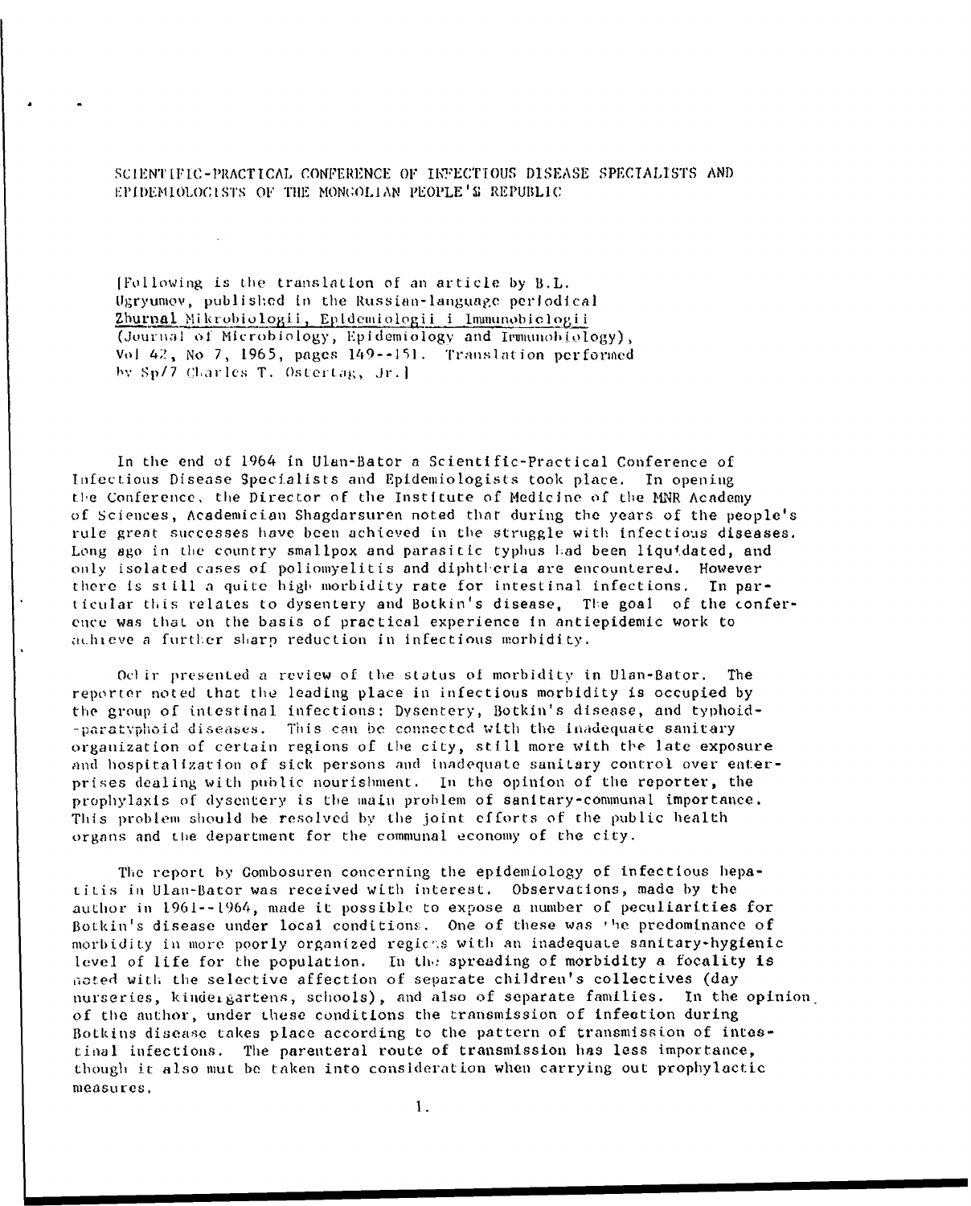# SCIENTIFIC-PRACTICAL CONFERENCE OF INFECTIOUS DISEASE SPECIALISTS AND EPIDEMIOLOGISTS OF THE MONGOLIAN PEOPLE'S REPUBLIC

[Following is the translation of an article by B.L. Ugryumov, published in the Russian-language periodical Zhurnal Mikrobiologii, Epidemiologii i Immunobiologii (Journal of Microbiology, Epidemiology and Immunobiology), Vol 42, No 7, 1965, pages 149--151. Translation performed by Sp/7 Charles T. Ostertag, Jr.]

In the end of 1964 in Ulan-Bator a Scientific-Practical Conference of Infectious Disease Specialists and Epidemiologists took place. In opening the Conference, the Director of the Institute of Medicine of the MNR Academy of Sciences, Academician Shagdarsuren noted that during the years of the people's rule great successes have been achieved in the struggle with infectious diseases. Long ago in the country smallpox and parasitic typhus had been liquidated, and only isolated cases of poliomyelitis and diphtheria are encountered. However there is still a quite high morbidity rate for intestinal infections. In particular this relates to dysentery and Botkin's disease, The goal of the conference was that on the basis of practical experience in antiepidemic work to achieve a further sharp reduction in infectious morbidity.

Ochir presented a review of the status of morbidity in Ulan-Bator. The reporter noted that the leading place in infectious morbidity is occupied by the group of intestinal infections: Dysentery, Botkin's disease, and typhoid--paratyphoid diseases. This can be connected with the inadequate sanitary organization of certain regions of the city, still more with the late exposure and hospitalization of sick persons and inadequate sanitary control over enterprises dealing with public nourishment. In the opinion of the reporter, the prophylaxis of dysentery is the main problem of sanitary-communal importance. This problem should be resolved by the joint efforts of the public health organs and the department for the communal economy of the city.

The report by Gombosuren concerning the epidemiology of infectious hepatitis in Ulan-Bator was received with interest. Observations, made by the author in 1961--1964, made it possible to expose a number of peculiarities for Botkin's disease under local conditions. One of these was the predominance of morbidity in more poorly organized regions with an inadequate sanitary-hygienic level of life for the population. In the spreading of morbidity a focality is noted with the selective affection of separate children's collectives (day nurseries, kindergartens, schools), and also of separate families. In the opinion of the author, under these conditions the transmission of infection during Botkins disease takes place according to the pattern of transmission of intestinal infections. The parenteral route of transmission has less importance, though it also mut be taken into consideration when carrying out prophylactic measures.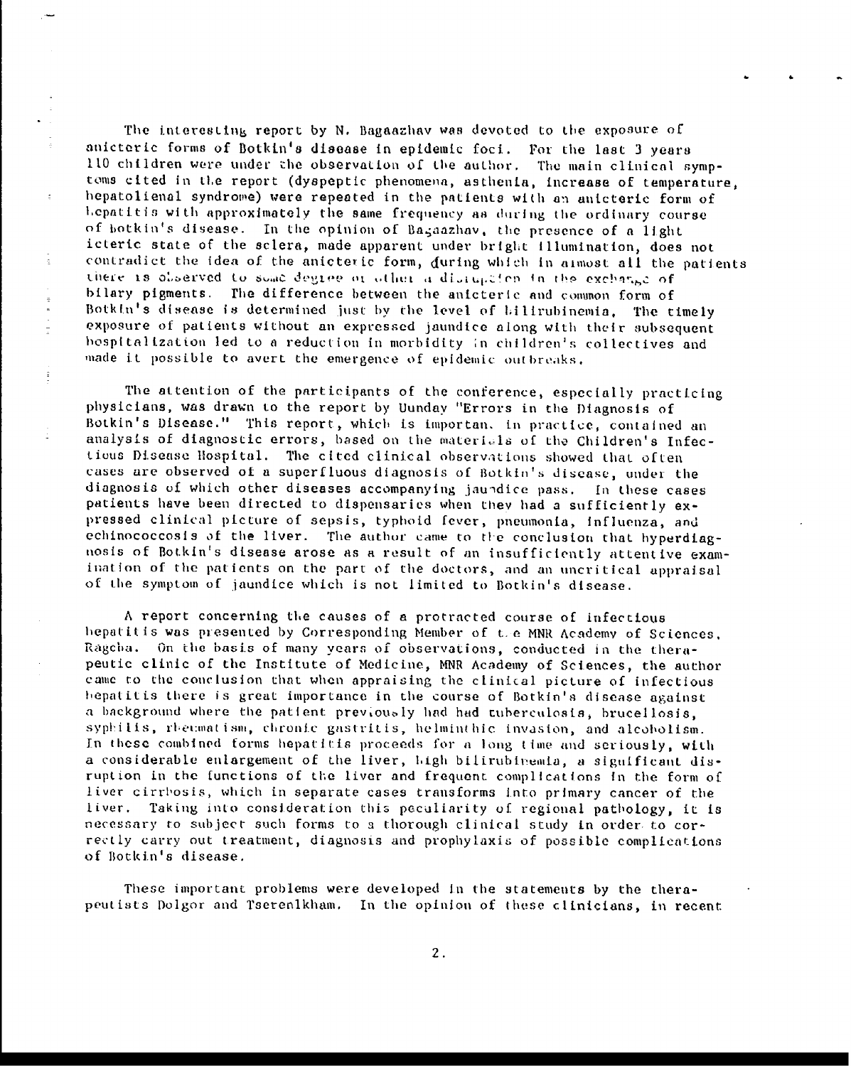The interesting report by N. Bagaazhav was devoted to the exposure of anicteric forms of Botkin's disease in epidemic foci. For the last 3 years 110 children were under the observation of the author. The main clinical symptoms cited in the report (dyspeptic phenomena, asthenia, increase of temperature, hepatolienal syndrome) were repeated in the patients with an anicteric form of hepatitis with approximately the same frequency as during the ordinary course of Botkin's disease. In the opinion of Bagaazhav, the presence of a light icteric state of the sclera, made apparent under bright illumination, does not contradict the idea of the anicteric form, during which in almost all the patients there is observed to some degree or other a disruption in the exchange of bilary pigments. The difference between the anicteric and common form of Botkin's disease is determined just by the level of bilirubinemia. The timely exposure of patients without an expressed jaundice along with their subsequent hospitalization led to a reduction in morbidity in children's collectives and made it possible to avert the emergence of epidemic outbreaks.

The attention of the participants of the conference, especially practicing physicians, was drawn to the report by Uunday "Errors in the Diagnosis of Botkin's Disease." This report, which is important in practice, contained an analysis of diagnostic errors, based on the materials of the Children's Infectious Disease Hospital. The cited clinical observations showed that often cases are observed of a superfluous diagnosis of Botkin's disease, under the diagnosis of which other diseases accompanying jaundice pass. In these cases patients have been directed to dispensaries when they had a sufficiently expressed clinical picture of sepsis, typhoid fever, pneumonia, influenza, and echinococcosis of the liver. The author came to the conclusion that hyperdiagnosis of Botkin's disease arose as a result of an insufficiently attentive examination of the patients on the part of the doctors, and an uncritical appraisal of the symptom of jaundice which is not limited to Botkin's disease.

A report concerning the causes of a protracted course of infectious hepatitis was presented by Corresponding Member of the MNR Academy of Sciences, Ragcha. On the basis of many years of observations, conducted in the therapeutic clinic of the Institute of Medicine, MNR Academy of Sciences, the author came to the conclusion that when appraising the clinical picture of infectious hepatitis there is great importance in the course of Botkin's disease against a background where the patient previously had had tuberculosis, brucellosis, syphilis, rheumatism, chronic gastritis, helminthic invasion, and alcoholism. In these combined forms hepatitis proceeds for a long time and seriously, with a considerable enlargement of the liver, high bilirubinemia, a significant disruption in the functions of the liver and frequent complications in the form of liver cirrhosis, which in separate cases transforms into primary cancer of the liver. Taking into consideration this peculiarity of regional pathology, it is necessary to subject such forms to a thorough clinical study in order to correctly carry out treatment, diagnosis and prophylaxis of possible complications of Botkin's disease.

These important problems were developed in the statements by the therapeutists Dolgor and Tserenlkham. In the opinion of these clinicians, in recent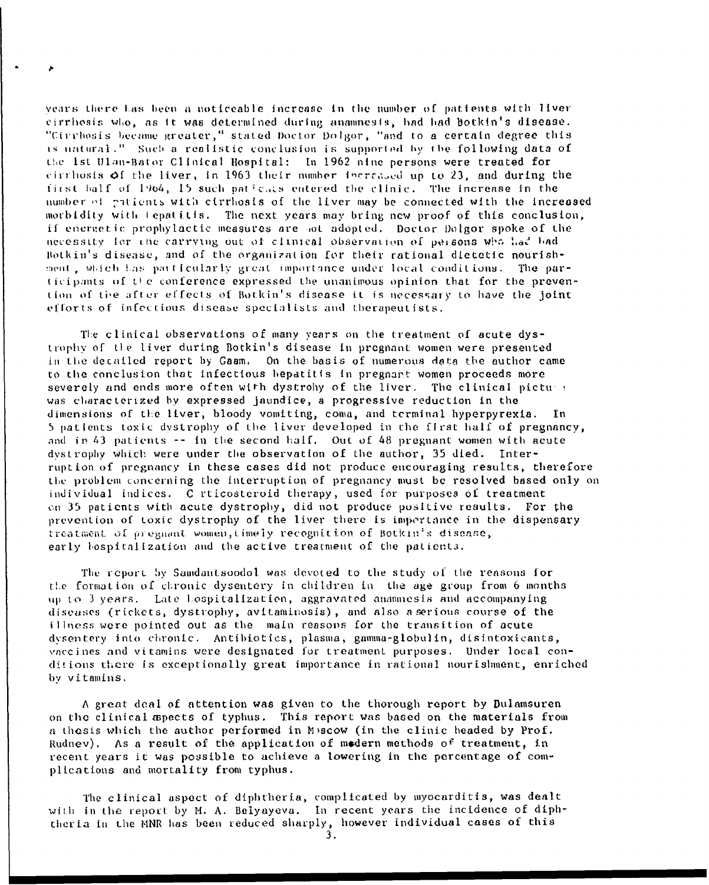years there has been a noticeable increase in the number of patients with liver cirrhosis who, as it was determined during anamnesis, had had Botkin's disease. "Cirrhosis became greater," stated Doctor Dolgor, "and to a certain degree this is natural." Such a realistic conclusion is supported by the following data of the 1st Ulan-Bator Clinical Hospital: In 1962 nine persons were treated for cirrhosis of the liver, in 1963 their number increased up to 23, and during the first half of 1964, 15 such patients entered the clinic. The increase in the number of patients with cirrhosis of the liver may be connected with the increased morbidity with hepatitis. The next years may bring new proof of this conclusion, if energetic prophylactic measures are not adopted. Doctor Dolgor spoke of the necessity for the carrying out of clinical observation of persons who had had Botkin's disease, and of the organization for their rational dietetic nourishment, which has particularly great importance under local conditions. The participants of the conference expressed the unanimous opinion that for the prevention of the after effects of Botkin's disease it is necessary to have the joint efforts of infectious disease specialists and therapeutists.

The clinical observations of many years on the treatment of acute dystrophy of the liver during Botkin's disease in pregnant women were presented in the detailed report by Gaam. On the basis of numerous data the author came to the conclusion that infectious hepatitis in pregnant women proceeds more severely and ends more often with dystrohy of the liver. The clinical picture was characterized by expressed jaundice, a progressive reduction in the dimensions of the liver, bloody vomiting, coma, and terminal hyperpyrexia. In 5 patients toxic dystrophy of the liver developed in the first half of pregnancy, and in 43 patients -- in the second half. Out of 48 pregnant women with acute dystrophy which were under the observation of the author, 35 died. Interruption of pregnancy in these cases did not produce encouraging results, therefore the problem concerning the interruption of pregnancy must be resolved based only on individual indices. Corticosteroid therapy, used for purposes of treatment on 35 patients with acute dystrophy, did not produce positive results. For the prevention of toxic dystrophy of the liver there is importance in the dispensary treatment of pregnant women, timely recognition of Botkin's disease, early hospitalization and the active treatment of the patients.

The report by Samdantsoodol was devoted to the study of the reasons for the formation of chronic dysentery in children in the age group from 6 months up to 3 years. Late hospitalization, aggravated anamnesis and accompanying diseases (rickets, dystrophy, avitaminosis), and also a serious course of the illness were pointed out as the main reasons for the transition of acute dysentery into chronic. Antibiotics, plasma, gamma-globulin, disintoxicants, vaccines and vitamins were designated for treatment purposes. Under local conditions there is exceptionally great importance in rational nourishment, enriched by vitamins.

A great deal of attention was given to the thorough report by Dulamsuren on the clinical aspects of typhus. This report was based on the materials from a thesis which the author performed in Moscow (in the clinic headed by Prof. Rudnev). As a result of the application of modern methods of treatment, in recent years it was possible to achieve a lowering in the percentage of complications and mortality from typhus.

The clinical aspect of diphtheria, complicated by myocarditis, was dealt with in the report by M. A. Belyayeva. In recent years the incidence of diphtheria in the MNR has been reduced sharply, however individual cases of this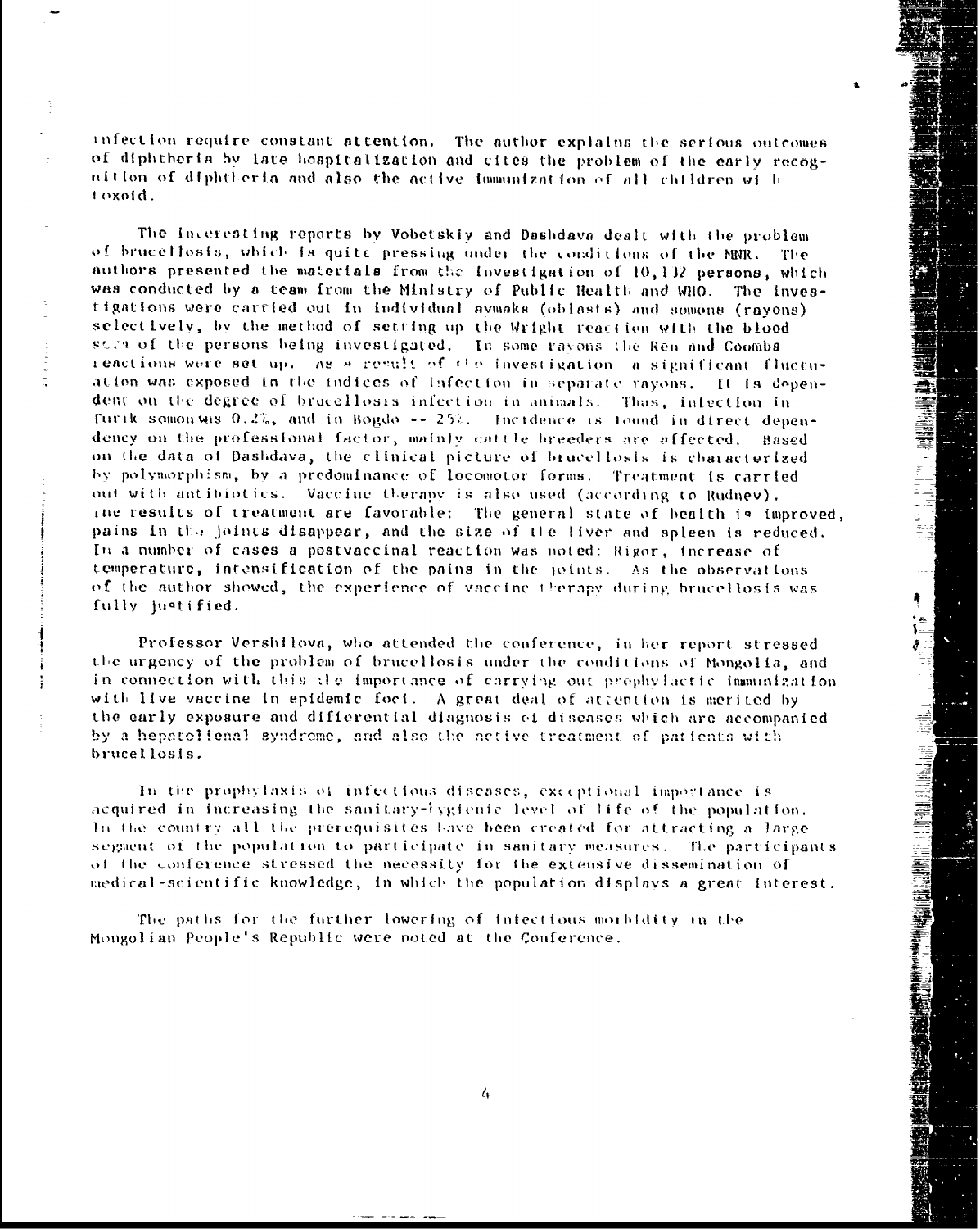infection require constant attention. The author explains the serious outcomes of diphtheria by late hospitalization and cites the problem of the early recognition of diphtheria and also the active immunization of all children with toxoid.

The interesting reports by Vobetskiy and Dashdava dealt with the problem of brucellosis, which is quite pressing under the conditions of the MNR. The authors presented the materials from the investigation of 10,132 persons, which was conducted by a team from the Ministry of Public Health and WHO. The investigations were carried out in individual aymaks (oblasts) and somons (rayons) selectively, by the method of setting up the Wright reaction with the blood sera of the persons being investigated. In some rayons the Ren and Coombs reactions were set up. As a result of the investigation a significant fluctuation was exposed in the indices of infection in separate rayons. It is dependent on the degree of brucellosis infection in animals. Thus, infection in Turik somon was 0.2%, and in Bogdo -- 25%. Incidence is found in direct dependency on the professional factor, mainly cattle breeders are affected. Based on the data of Dashdava, the clinical picture of brucellosis is characterized by polymorphism, by a predominance of locomotor forms. Treatment is carried out with antibiotics. Vaccine therapy is also used (according to Rudnev). The results of treatment are favorable: The general state of health is improved, pains in the joints disappear, and the size of the liver and spleen is reduced. In a number of cases a postvaccinal reaction was noted: Rigor, increase of temperature, intensification of the pains in the joints. As the observations of the author showed, the experience of vaccine therapy during brucellosis was fully justified.

Professor Vershilova, who attended the conference, in her report stressed the urgency of the problem of brucellosis under the conditions of Mongolia, and in connection with this the importance of carrying out prophylactic immunization with live vaccine in epidemic foci. A great deal of attention is merited by the early exposure and differential diagnosis of diseases which are accompanied by a hepatolienal syndrome, and also the active treatment of patients with brucellosis.

In the prophylaxis of infectious diseases, exceptional importance is acquired in increasing the sanitary-hygienic level of life of the population. In the country all the prerequisites have been created for attracting a large segment of the population to participate in sanitary measures. The participants of the conference stressed the necessity for the extensive dissemination of medical-scientific knowledge, in which the population displays a great interest.

The paths for the further lowering of infectious morbidity in the Mongolian People's Republic were noted at the Conference.